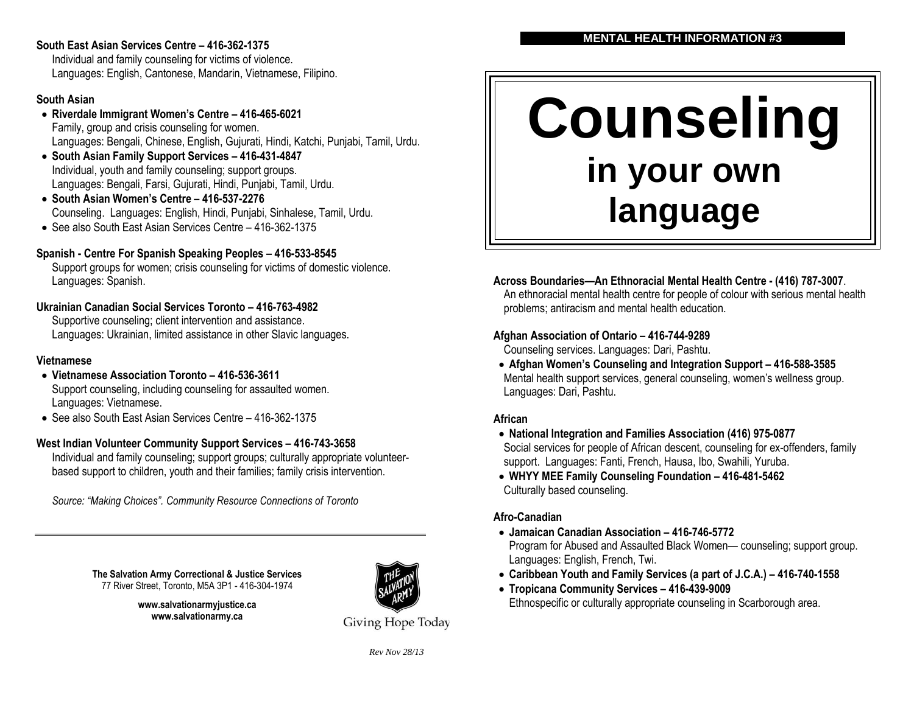**MENTAL HEALTH INFORMATION #3**

# Counseling

## in your own language

**Across Boundaries—An Ethnoracial Mental Health Centre - (416) 787-3007**.
An ethnoracial mental health centre for people of colour with serious mental health problems; antiracism and mental health education.

**Afghan Association of Ontario – 416-744-9289**
Counseling services. Languages: Dari, Pashtu.

- **Afghan Women's Counseling and Integration Support – 416-588-3585**
  Mental health support services, general counseling, women's wellness group. Languages: Dari, Pashtu.

**African**

- **National Integration and Families Association (416) 975-0877**
  Social services for people of African descent, counseling for ex-offenders, family support. Languages: Fanti, French, Hausa, Ibo, Swahili, Yuruba.
- **WHYY MEE Family Counseling Foundation – 416-481-5462**
  Culturally based counseling.

**Afro-Canadian**

- **Jamaican Canadian Association – 416-746-5772**
  Program for Abused and Assaulted Black Women— counseling; support group. Languages: English, French, Twi.
- **Caribbean Youth and Family Services (a part of J.C.A.) – 416-740-1558**
- **Tropicana Community Services – 416-439-9009**
  Ethnospecific or culturally appropriate counseling in Scarborough area.

**South East Asian Services Centre – 416-362-1375**
Individual and family counseling for victims of violence.
Languages: English, Cantonese, Mandarin, Vietnamese, Filipino.

**South Asian**

- **Riverdale Immigrant Women's Centre – 416-465-6021**
  Family, group and crisis counseling for women.
  Languages: Bengali, Chinese, English, Gujurati, Hindi, Katchi, Punjabi, Tamil, Urdu.
- **South Asian Family Support Services – 416-431-4847**
  Individual, youth and family counseling; support groups.
  Languages: Bengali, Farsi, Gujurati, Hindi, Punjabi, Tamil, Urdu.
- **South Asian Women's Centre – 416-537-2276**
  Counseling. Languages: English, Hindi, Punjabi, Sinhalese, Tamil, Urdu.
- See also South East Asian Services Centre – 416-362-1375

**Spanish - Centre For Spanish Speaking Peoples – 416-533-8545**
Support groups for women; crisis counseling for victims of domestic violence.
Languages: Spanish.

**Ukrainian Canadian Social Services Toronto – 416-763-4982**
Supportive counseling; client intervention and assistance.
Languages: Ukrainian, limited assistance in other Slavic languages.

**Vietnamese**

- **Vietnamese Association Toronto – 416-536-3611**
  Support counseling, including counseling for assaulted women.
  Languages: Vietnamese.
- See also South East Asian Services Centre – 416-362-1375

**West Indian Volunteer Community Support Services – 416-743-3658**
Individual and family counseling; support groups; culturally appropriate volunteer-based support to children, youth and their families; family crisis intervention.

*Source: "Making Choices". Community Resource Connections of Toronto*

---

**The Salvation Army Correctional & Justice Services**
77 River Street, Toronto, M5A 3P1 - 416-304-1974

**www.salvationarmyjustice.ca**
**www.salvationarmy.ca**

Giving Hope Today

*Rev Nov 28/13*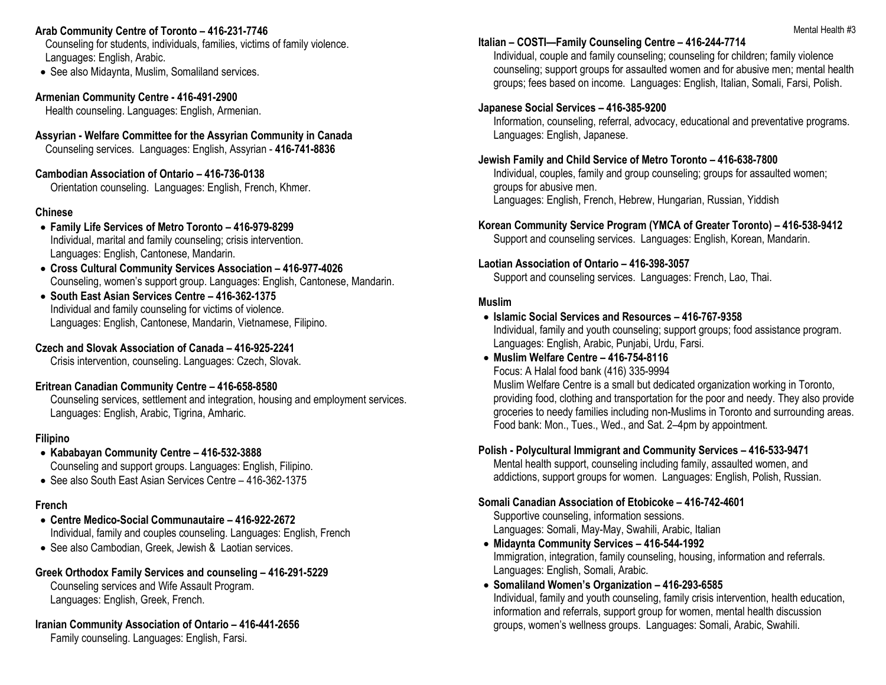**Arab Community Centre of Toronto – 416-231-7746**
Counseling for students, individuals, families, victims of family violence.
Languages: English, Arabic.

- See also Midaynta, Muslim, Somaliland services.

**Armenian Community Centre - 416-491-2900**
Health counseling. Languages: English, Armenian.

**Assyrian - Welfare Committee for the Assyrian Community in Canada**
Counseling services. Languages: English, Assyrian - **416-741-8836**

**Cambodian Association of Ontario – 416-736-0138**
Orientation counseling. Languages: English, French, Khmer.

**Chinese**

- **Family Life Services of Metro Toronto – 416-979-8299**
  Individual, marital and family counseling; crisis intervention.
  Languages: English, Cantonese, Mandarin.
- **Cross Cultural Community Services Association – 416-977-4026**
  Counseling, women's support group. Languages: English, Cantonese, Mandarin.
- **South East Asian Services Centre – 416-362-1375**
  Individual and family counseling for victims of violence.
  Languages: English, Cantonese, Mandarin, Vietnamese, Filipino.

**Czech and Slovak Association of Canada – 416-925-2241**
Crisis intervention, counseling. Languages: Czech, Slovak.

**Eritrean Canadian Community Centre – 416-658-8580**
Counseling services, settlement and integration, housing and employment services.
Languages: English, Arabic, Tigrina, Amharic.

**Filipino**

- **Kababayan Community Centre – 416-532-3888**
  Counseling and support groups. Languages: English, Filipino.
- See also South East Asian Services Centre – 416-362-1375

**French**

- **Centre Medico-Social Communautaire – 416-922-2672**
  Individual, family and couples counseling. Languages: English, French
- See also Cambodian, Greek, Jewish & Laotian services.

**Greek Orthodox Family Services and counseling – 416-291-5229**
Counseling services and Wife Assault Program.
Languages: English, Greek, French.

**Iranian Community Association of Ontario – 416-441-2656**
Family counseling. Languages: English, Farsi.

**Italian – COSTI—Family Counseling Centre – 416-244-7714**
Individual, couple and family counseling; counseling for children; family violence counseling; support groups for assaulted women and for abusive men; mental health groups; fees based on income. Languages: English, Italian, Somali, Farsi, Polish.

**Japanese Social Services – 416-385-9200**
Information, counseling, referral, advocacy, educational and preventative programs.
Languages: English, Japanese.

**Jewish Family and Child Service of Metro Toronto – 416-638-7800**
Individual, couples, family and group counseling; groups for assaulted women; groups for abusive men.
Languages: English, French, Hebrew, Hungarian, Russian, Yiddish

**Korean Community Service Program (YMCA of Greater Toronto) – 416-538-9412**
Support and counseling services. Languages: English, Korean, Mandarin.

**Laotian Association of Ontario – 416-398-3057**
Support and counseling services. Languages: French, Lao, Thai.

**Muslim**

- **Islamic Social Services and Resources – 416-767-9358**
  Individual, family and youth counseling; support groups; food assistance program.
  Languages: English, Arabic, Punjabi, Urdu, Farsi.
- **Muslim Welfare Centre – 416-754-8116**
  Focus: A Halal food bank (416) 335-9994
  Muslim Welfare Centre is a small but dedicated organization working in Toronto, providing food, clothing and transportation for the poor and needy. They also provide groceries to needy families including non-Muslims in Toronto and surrounding areas.
  Food bank: Mon., Tues., Wed., and Sat. 2–4pm by appointment.

**Polish - Polycultural Immigrant and Community Services – 416-533-9471**
Mental health support, counseling including family, assaulted women, and addictions, support groups for women. Languages: English, Polish, Russian.

**Somali Canadian Association of Etobicoke – 416-742-4601**
Supportive counseling, information sessions.
Languages: Somali, May-May, Swahili, Arabic, Italian

- **Midaynta Community Services – 416-544-1992**
  Immigration, integration, family counseling, housing, information and referrals.
  Languages: English, Somali, Arabic.
- **Somaliland Women's Organization – 416-293-6585**
  Individual, family and youth counseling, family crisis intervention, health education, information and referrals, support group for women, mental health discussion groups, women's wellness groups. Languages: Somali, Arabic, Swahili.